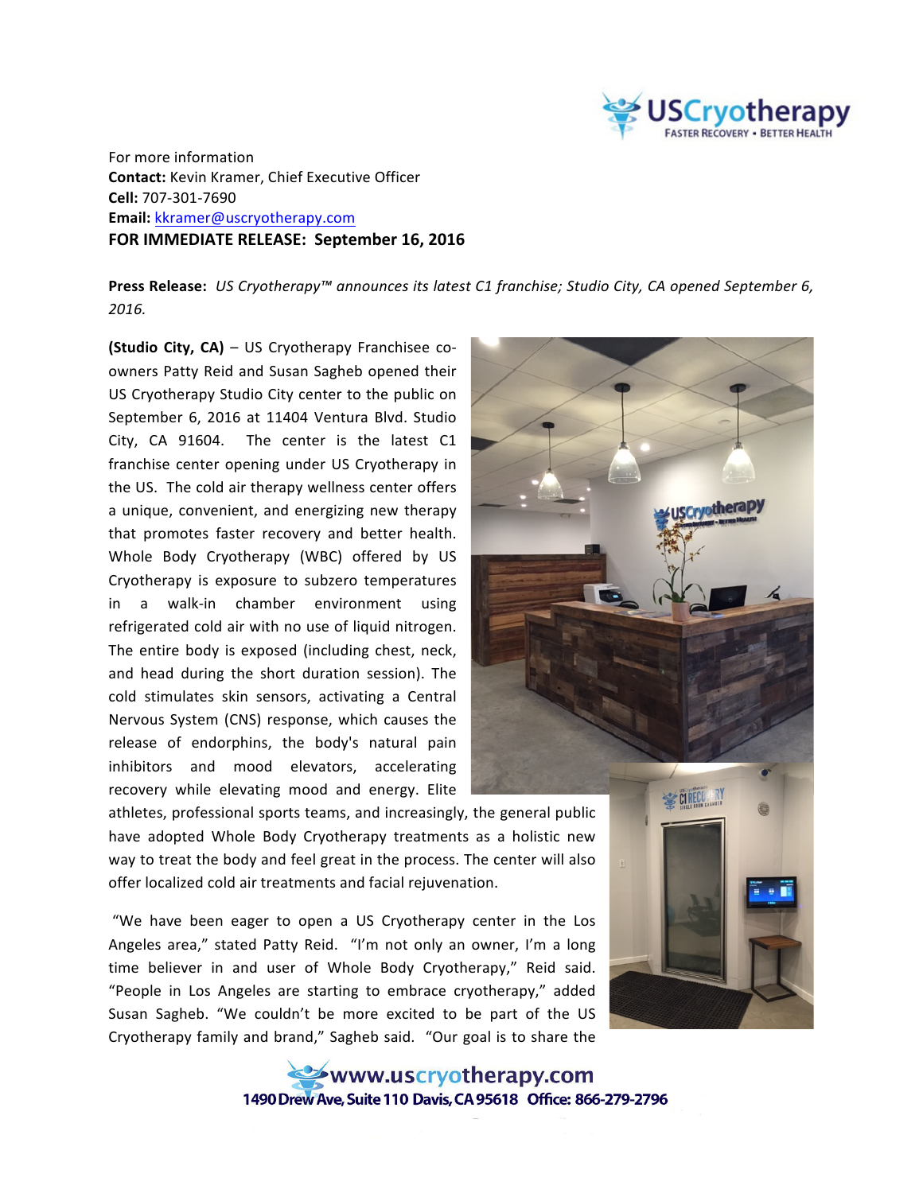For more information
**Contact:** Kevin Kramer, Chief Executive Officer
**Cell:** 707-301-7690
**Email:** kkramer@uscryotherapy.com
**FOR IMMEDIATE RELEASE: September 16, 2016**

**Press Release:** *US Cryotherapy™ announces its latest C1 franchise; Studio City, CA opened September 6, 2016.*

**(Studio City, CA)** – US Cryotherapy Franchisee co-owners Patty Reid and Susan Sagheb opened their US Cryotherapy Studio City center to the public on September 6, 2016 at 11404 Ventura Blvd. Studio City, CA 91604. The center is the latest C1 franchise center opening under US Cryotherapy in the US. The cold air therapy wellness center offers a unique, convenient, and energizing new therapy that promotes faster recovery and better health. Whole Body Cryotherapy (WBC) offered by US Cryotherapy is exposure to subzero temperatures in a walk-in chamber environment using refrigerated cold air with no use of liquid nitrogen. The entire body is exposed (including chest, neck, and head during the short duration session). The cold stimulates skin sensors, activating a Central Nervous System (CNS) response, which causes the release of endorphins, the body's natural pain inhibitors and mood elevators, accelerating recovery while elevating mood and energy. Elite athletes, professional sports teams, and increasingly, the general public have adopted Whole Body Cryotherapy treatments as a holistic new way to treat the body and feel great in the process. The center will also offer localized cold air treatments and facial rejuvenation.

"We have been eager to open a US Cryotherapy center in the Los Angeles area," stated Patty Reid. "I'm not only an owner, I'm a long time believer in and user of Whole Body Cryotherapy," Reid said. "People in Los Angeles are starting to embrace cryotherapy," added Susan Sagheb. "We couldn't be more excited to be part of the US Cryotherapy family and brand," Sagheb said. "Our goal is to share the

www.uscryotherapy.com
1490 Drew Ave, Suite 110 Davis, CA 95618 Office: 866-279-2796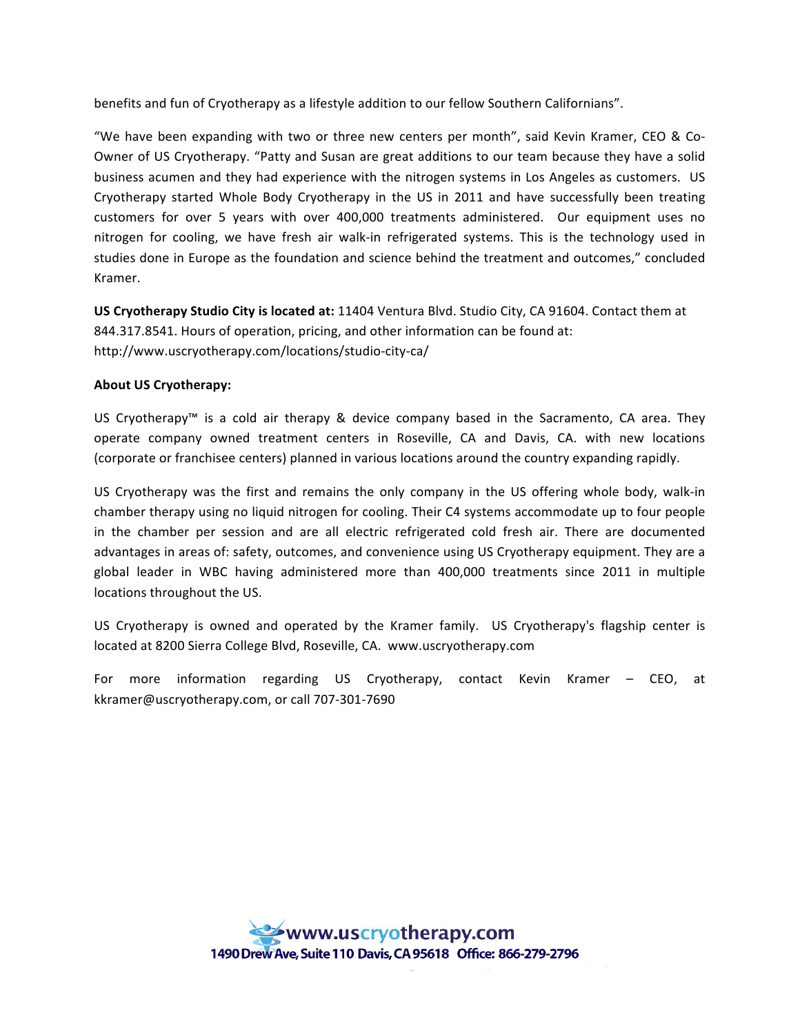benefits and fun of Cryotherapy as a lifestyle addition to our fellow Southern Californians".

"We have been expanding with two or three new centers per month", said Kevin Kramer, CEO & Co-Owner of US Cryotherapy. "Patty and Susan are great additions to our team because they have a solid business acumen and they had experience with the nitrogen systems in Los Angeles as customers. US Cryotherapy started Whole Body Cryotherapy in the US in 2011 and have successfully been treating customers for over 5 years with over 400,000 treatments administered. Our equipment uses no nitrogen for cooling, we have fresh air walk-in refrigerated systems. This is the technology used in studies done in Europe as the foundation and science behind the treatment and outcomes," concluded Kramer.

**US Cryotherapy Studio City is located at:** 11404 Ventura Blvd. Studio City, CA 91604. Contact them at 844.317.8541. Hours of operation, pricing, and other information can be found at: http://www.uscryotherapy.com/locations/studio-city-ca/

**About US Cryotherapy:**

US Cryotherapy™ is a cold air therapy & device company based in the Sacramento, CA area. They operate company owned treatment centers in Roseville, CA and Davis, CA. with new locations (corporate or franchisee centers) planned in various locations around the country expanding rapidly.

US Cryotherapy was the first and remains the only company in the US offering whole body, walk-in chamber therapy using no liquid nitrogen for cooling. Their C4 systems accommodate up to four people in the chamber per session and are all electric refrigerated cold fresh air. There are documented advantages in areas of: safety, outcomes, and convenience using US Cryotherapy equipment. They are a global leader in WBC having administered more than 400,000 treatments since 2011 in multiple locations throughout the US.

US Cryotherapy is owned and operated by the Kramer family. US Cryotherapy's flagship center is located at 8200 Sierra College Blvd, Roseville, CA. www.uscryotherapy.com

For more information regarding US Cryotherapy, contact Kevin Kramer – CEO, at kkramer@uscryotherapy.com, or call 707-301-7690

www.uscryotherapy.com
1490 Drew Ave, Suite 110 Davis, CA 95618 Office: 866-279-2796